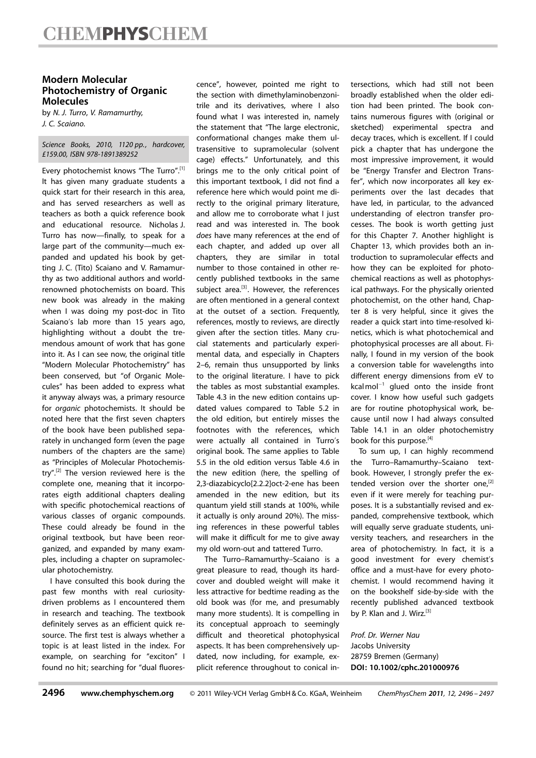## Modern Molecular Photochemistry of Organic Molecules

by *N. J. Turro*, *V. Ramamurthy*, *J. C. Scaiano*.

*Science Books, 2010, 1120 pp., hardcover, £159.00, ISBN 978-1891389252*

Every photochemist knows "The Turro".[1] It has given many graduate students a quick start for their research in this area, and has served researchers as well as teachers as both a quick reference book and educational resource. Nicholas J. Turro has now—finally, to speak for a large part of the community—much expanded and updated his book by getting J. C. (Tito) Scaiano and V. Ramamurthy as two additional authors and world-renowned photochemists on board. This new book was already in the making when I was doing my post-doc in Tito Scaiano's lab more than 15 years ago, highlighting without a doubt the tremendous amount of work that has gone into it. As I can see now, the original title "Modern Molecular Photochemistry" has been conserved, but "of Organic Molecules" has been added to express what it anyway always was, a primary resource for *organic* photochemists. It should be noted here that the first seven chapters of the book have been published separately in unchanged form (even the page numbers of the chapters are the same) as "Principles of Molecular Photochemistry".[2] The version reviewed here is the complete one, meaning that it incorporates eigth additional chapters dealing with specific photochemical reactions of various classes of organic compounds. These could already be found in the original textbook, but have been reorganized, and expanded by many examples, including a chapter on supramolecular photochemistry.

I have consulted this book during the past few months with real curiosity-driven problems as I encountered them in research and teaching. The textbook definitely serves as an efficient quick resource. The first test is always whether a topic is at least listed in the index. For example, on searching for "exciton" I found no hit; searching for "dual fluorescence", however, pointed me right to the section with dimethylaminobenzonitrile and its derivatives, where I also found what I was interested in, namely the statement that "The large electronic, conformational changes make them ultrasensitive to supramolecular (solvent cage) effects." Unfortunately, and this brings me to the only critical point of this important textbook, I did not find a reference here which would point me directly to the original primary literature, and allow me to corroborate what I just read and was interested in. The book *does* have many references at the end of each chapter, and added up over all chapters, they are similar in total number to those contained in other recently published textbooks in the same subject area.[3]. However, the references are often mentioned in a general context at the outset of a section. Frequently, references, mostly to reviews, are directly given after the section titles. Many crucial statements and particularly experimental data, and especially in Chapters 2–6, remain thus unsupported by links to the original literature. I have to pick the tables as most substantial examples. Table 4.3 in the new edition contains updated values compared to Table 5.2 in the old edition, but entirely misses the footnotes with the references, which were actually all contained in Turro's original book. The same applies to Table 5.5 in the old edition versus Table 4.6 in the new edition (here, the spelling of 2,3-diazabicyclo[2.2.2]oct-2-ene has been amended in the new edition, but its quantum yield still stands at 100%, while it actually is only around 20%). The missing references in these powerful tables will make it difficult for me to give away my old worn-out and tattered Turro.

The Turro–Ramamurthy–Scaiano is a great pleasure to read, though its hardcover and doubled weight will make it less attractive for bedtime reading as the old book was (for me, and presumably many more students). It is compelling in its conceptual approach to seemingly difficult and theoretical photophysical aspects. It has been comprehensively updated, now including, for example, explicit reference throughout to conical intersections, which had still not been broadly established when the older edition had been printed. The book contains numerous figures with (original or sketched) experimental spectra and decay traces, which is excellent. If I could pick a chapter that has undergone the most impressive improvement, it would be "Energy Transfer and Electron Transfer", which now incorporates all key experiments over the last decades that have led, in particular, to the advanced understanding of electron transfer processes. The book is worth getting just for this Chapter 7. Another highlight is Chapter 13, which provides both an introduction to supramolecular effects and how they can be exploited for photochemical reactions as well as photophysical pathways. For the physically oriented photochemist, on the other hand, Chapter 8 is very helpful, since it gives the reader a quick start into time-resolved kinetics, which is what photochemical and photophysical processes are all about. Finally, I found in my version of the book a conversion table for wavelengths into different energy dimensions from eV to $kcal\,mol^{-1}$ glued onto the inside front cover. I know how useful such gadgets are for routine photophysical work, because until now I had always consulted Table 14.1 in an older photochemistry book for this purpose.[4]

To sum up, I can highly recommend the Turro–Ramamurthy–Scaiano textbook. However, I strongly prefer the extended version over the shorter one,[2] even if it were merely for teaching purposes. It is a substantially revised and expanded, comprehensive textbook, which will equally serve graduate students, university teachers, and researchers in the area of photochemistry. In fact, it is a good investment for every chemist's office and a must-have for every photochemist. I would recommend having it on the bookshelf side-by-side with the recently published advanced textbook by P. Klan and J. Wirz.[3]

*Prof. Dr. Werner Nau*
Jacobs University
28759 Bremen (Germany)
**DOI: 10.1002/cphc.201000976**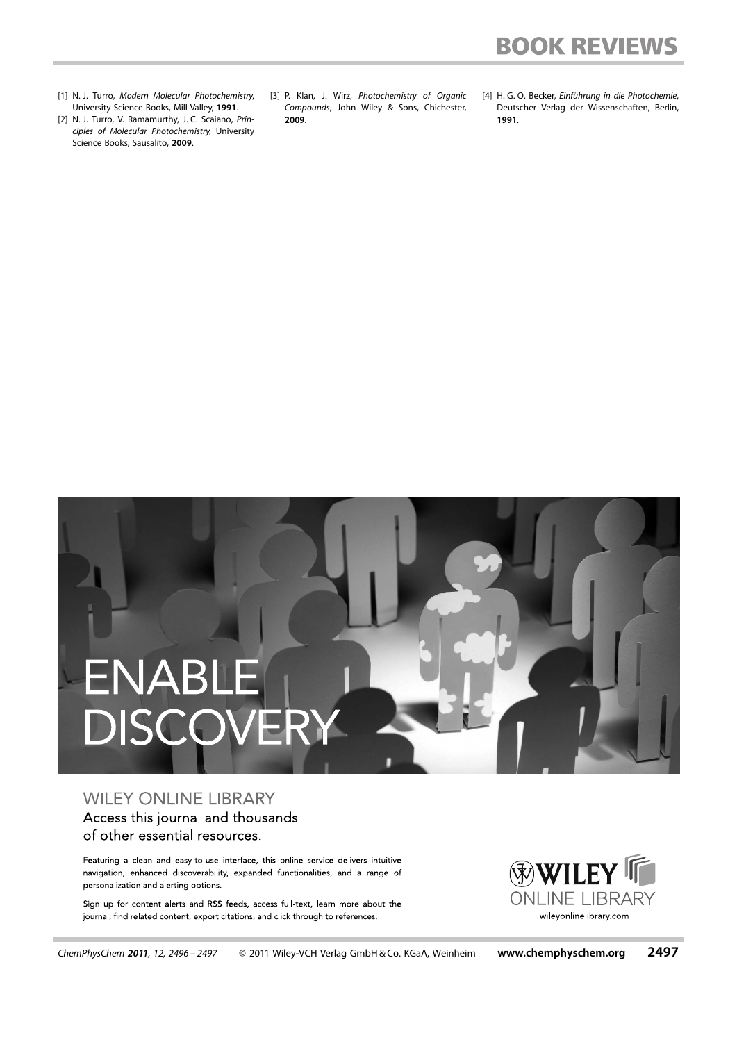[1] N. J. Turro, *Modern Molecular Photochemistry*, University Science Books, Mill Valley, **1991**.

[2] N. J. Turro, V. Ramamurthy, J. C. Scaiano, *Principles of Molecular Photochemistry*, University Science Books, Sausalito, **2009**.

[3] P. Klan, J. Wirz, *Photochemistry of Organic Compounds*, John Wiley & Sons, Chichester, **2009**.

[4] H. G. O. Becker, *Einführung in die Photochemie*, Deutscher Verlag der Wissenschaften, Berlin, **1991**.

ENABLE DISCOVERY

WILEY ONLINE LIBRARY

Access this journal and thousands of other essential resources.

Featuring a clean and easy-to-use interface, this online service delivers intuitive navigation, enhanced discoverability, expanded functionalities, and a range of personalization and alerting options.

Sign up for content alerts and RSS feeds, access full-text, learn more about the journal, find related content, export citations, and click through to references.

WILEY ONLINE LIBRARY

wileyonlinelibrary.com